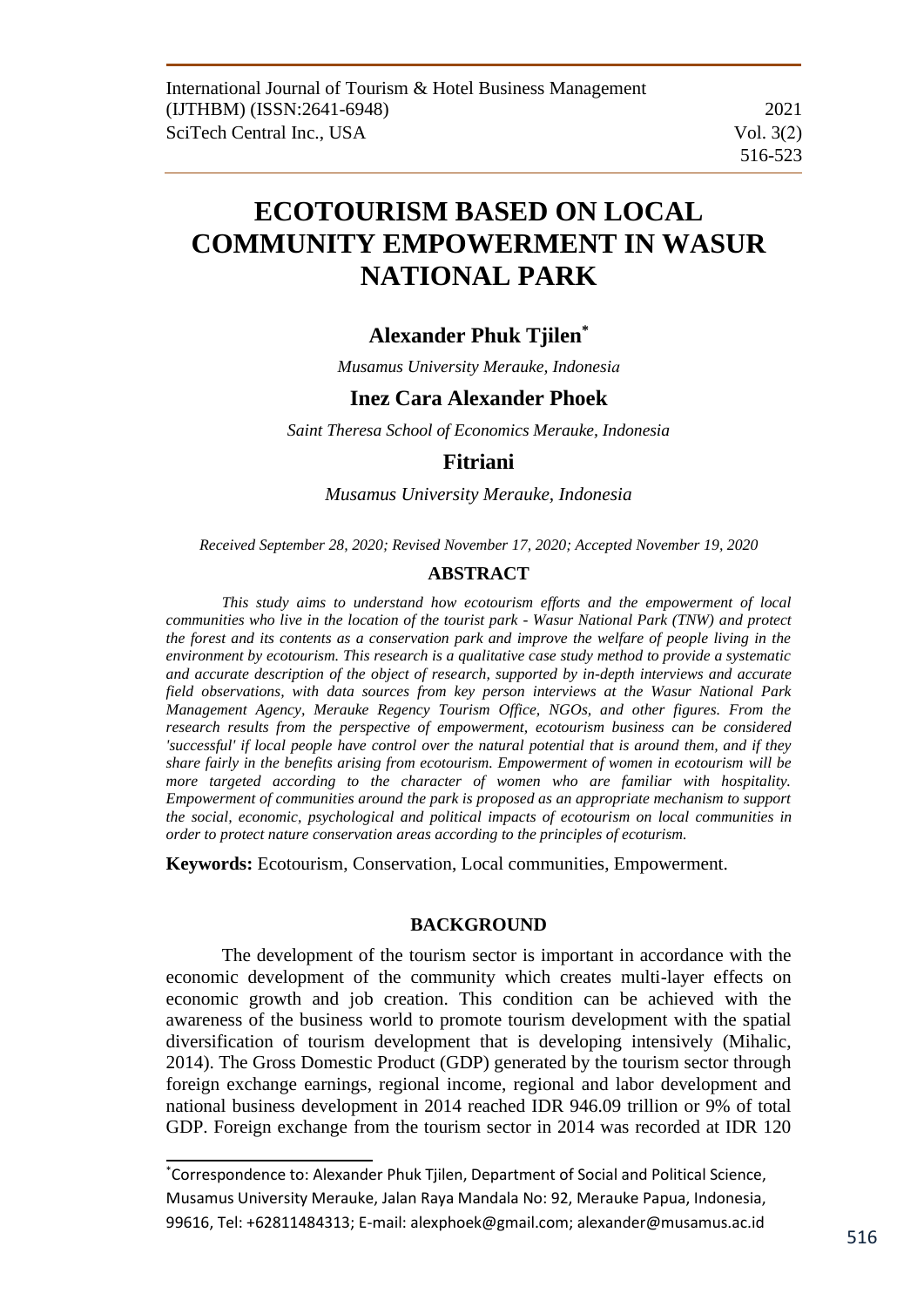# ECOTOURISM BASED ON LOCAL COMMUNITY EMPOWERMENT IN WASUR NATIONAL PARK

**Alexander Phuk Tjilen***

*Musamus University Merauke, Indonesia*

**Inez Cara Alexander Phoek**

*Saint Theresa School of Economics Merauke, Indonesia*

**Fitriani**

*Musamus University Merauke, Indonesia*

*Received September 28, 2020; Revised November 17, 2020; Accepted November 19, 2020*

## ABSTRACT

*This study aims to understand how ecotourism efforts and the empowerment of local communities who live in the location of the tourist park - Wasur National Park (TNW) and protect the forest and its contents as a conservation park and improve the welfare of people living in the environment by ecotourism. This research is a qualitative case study method to provide a systematic and accurate description of the object of research, supported by in-depth interviews and accurate field observations, with data sources from key person interviews at the Wasur National Park Management Agency, Merauke Regency Tourism Office, NGOs, and other figures. From the research results from the perspective of empowerment, ecotourism business can be considered 'successful' if local people have control over the natural potential that is around them, and if they share fairly in the benefits arising from ecotourism. Empowerment of women in ecotourism will be more targeted according to the character of women who are familiar with hospitality. Empowerment of communities around the park is proposed as an appropriate mechanism to support the social, economic, psychological and political impacts of ecotourism on local communities in order to protect nature conservation areas according to the principles of ecoturism.*

**Keywords:** Ecotourism, Conservation, Local communities, Empowerment.

## BACKGROUND

The development of the tourism sector is important in accordance with the economic development of the community which creates multi-layer effects on economic growth and job creation. This condition can be achieved with the awareness of the business world to promote tourism development with the spatial diversification of tourism development that is developing intensively (Mihalic, 2014). The Gross Domestic Product (GDP) generated by the tourism sector through foreign exchange earnings, regional income, regional and labor development and national business development in 2014 reached IDR 946.09 trillion or 9% of total GDP. Foreign exchange from the tourism sector in 2014 was recorded at IDR 120

---

*Correspondence to: Alexander Phuk Tjilen, Department of Social and Political Science, Musamus University Merauke, Jalan Raya Mandala No: 92, Merauke Papua, Indonesia, 99616, Tel: +62811484313; E-mail: alexphoek@gmail.com; alexander@musamus.ac.id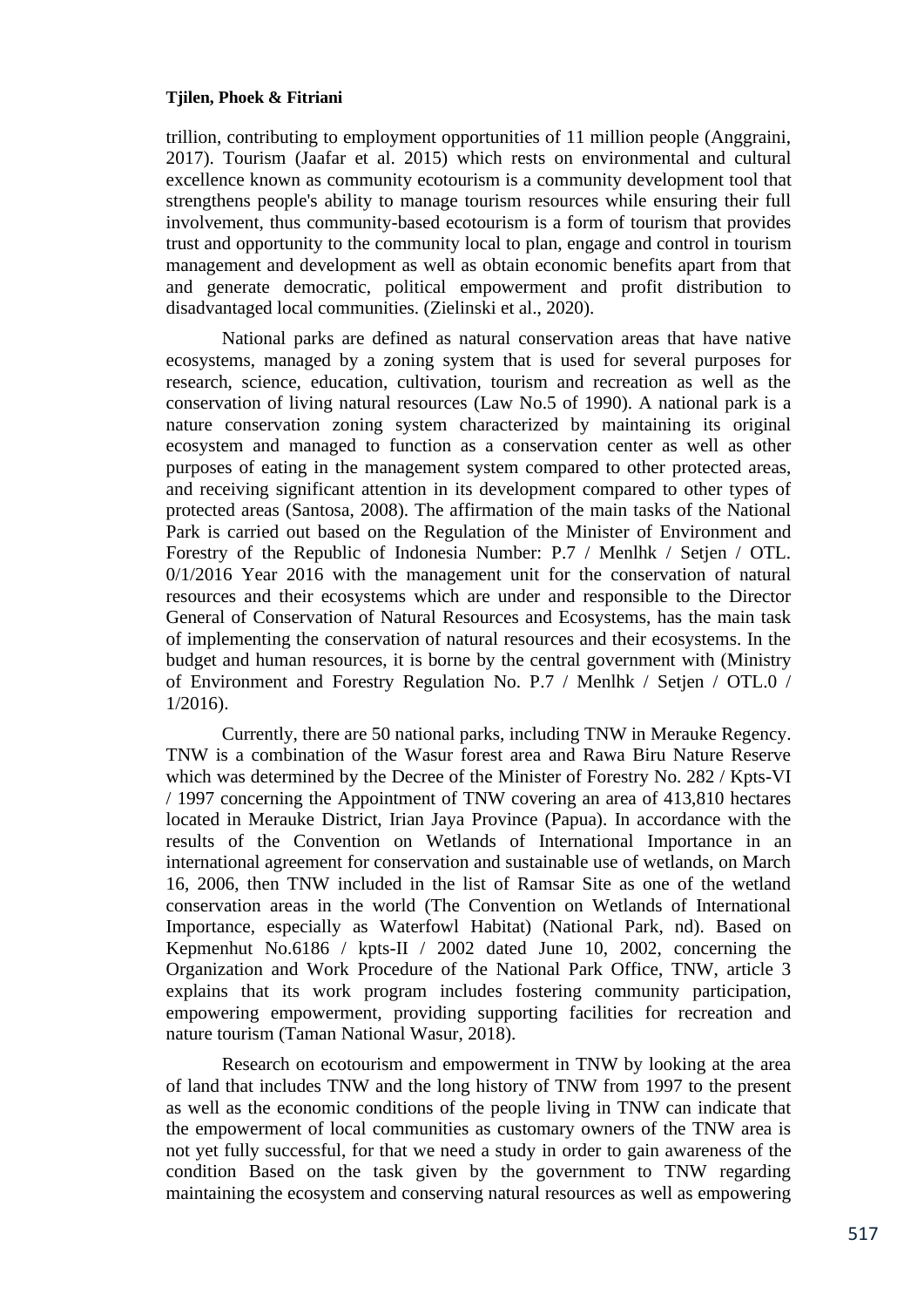trillion, contributing to employment opportunities of 11 million people (Anggraini, 2017). Tourism (Jaafar et al. 2015) which rests on environmental and cultural excellence known as community ecotourism is a community development tool that strengthens people's ability to manage tourism resources while ensuring their full involvement, thus community-based ecotourism is a form of tourism that provides trust and opportunity to the community local to plan, engage and control in tourism management and development as well as obtain economic benefits apart from that and generate democratic, political empowerment and profit distribution to disadvantaged local communities. (Zielinski et al., 2020).

National parks are defined as natural conservation areas that have native ecosystems, managed by a zoning system that is used for several purposes for research, science, education, cultivation, tourism and recreation as well as the conservation of living natural resources (Law No.5 of 1990). A national park is a nature conservation zoning system characterized by maintaining its original ecosystem and managed to function as a conservation center as well as other purposes of eating in the management system compared to other protected areas, and receiving significant attention in its development compared to other types of protected areas (Santosa, 2008). The affirmation of the main tasks of the National Park is carried out based on the Regulation of the Minister of Environment and Forestry of the Republic of Indonesia Number: P.7 / Menlhk / Setjen / OTL. 0/1/2016 Year 2016 with the management unit for the conservation of natural resources and their ecosystems which are under and responsible to the Director General of Conservation of Natural Resources and Ecosystems, has the main task of implementing the conservation of natural resources and their ecosystems. In the budget and human resources, it is borne by the central government with (Ministry of Environment and Forestry Regulation No. P.7 / Menlhk / Setjen / OTL.0 / 1/2016).

Currently, there are 50 national parks, including TNW in Merauke Regency. TNW is a combination of the Wasur forest area and Rawa Biru Nature Reserve which was determined by the Decree of the Minister of Forestry No. 282 / Kpts-VI / 1997 concerning the Appointment of TNW covering an area of 413,810 hectares located in Merauke District, Irian Jaya Province (Papua). In accordance with the results of the Convention on Wetlands of International Importance in an international agreement for conservation and sustainable use of wetlands, on March 16, 2006, then TNW included in the list of Ramsar Site as one of the wetland conservation areas in the world (The Convention on Wetlands of International Importance, especially as Waterfowl Habitat) (National Park, nd). Based on Kepmenhut No.6186 / kpts-II / 2002 dated June 10, 2002, concerning the Organization and Work Procedure of the National Park Office, TNW, article 3 explains that its work program includes fostering community participation, empowering empowerment, providing supporting facilities for recreation and nature tourism (Taman National Wasur, 2018).

Research on ecotourism and empowerment in TNW by looking at the area of land that includes TNW and the long history of TNW from 1997 to the present as well as the economic conditions of the people living in TNW can indicate that the empowerment of local communities as customary owners of the TNW area is not yet fully successful, for that we need a study in order to gain awareness of the condition Based on the task given by the government to TNW regarding maintaining the ecosystem and conserving natural resources as well as empowering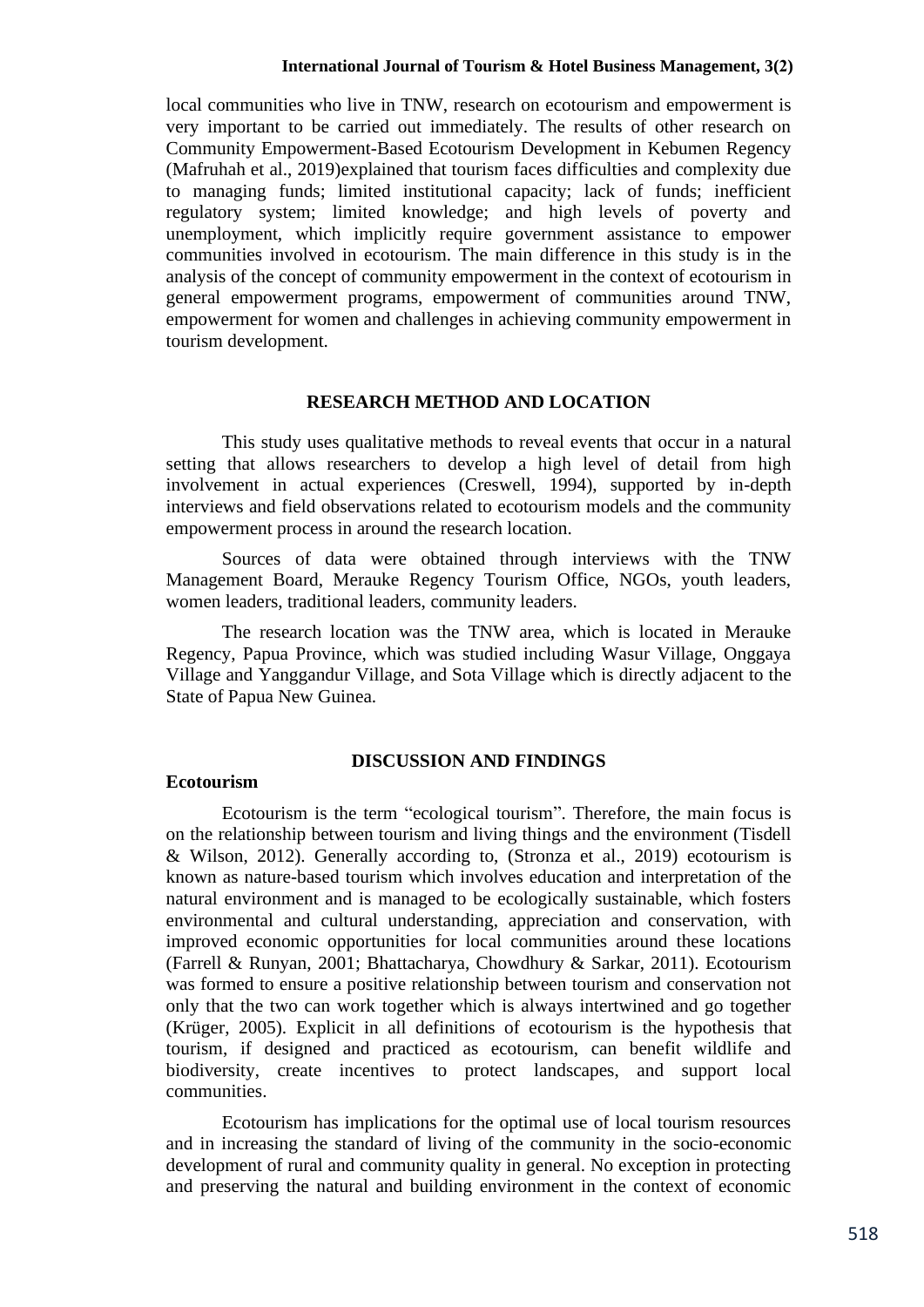local communities who live in TNW, research on ecotourism and empowerment is very important to be carried out immediately. The results of other research on Community Empowerment-Based Ecotourism Development in Kebumen Regency (Mafruhah et al., 2019)explained that tourism faces difficulties and complexity due to managing funds; limited institutional capacity; lack of funds; inefficient regulatory system; limited knowledge; and high levels of poverty and unemployment, which implicitly require government assistance to empower communities involved in ecotourism. The main difference in this study is in the analysis of the concept of community empowerment in the context of ecotourism in general empowerment programs, empowerment of communities around TNW, empowerment for women and challenges in achieving community empowerment in tourism development.

## RESEARCH METHOD AND LOCATION

This study uses qualitative methods to reveal events that occur in a natural setting that allows researchers to develop a high level of detail from high involvement in actual experiences (Creswell, 1994), supported by in-depth interviews and field observations related to ecotourism models and the community empowerment process in around the research location.

Sources of data were obtained through interviews with the TNW Management Board, Merauke Regency Tourism Office, NGOs, youth leaders, women leaders, traditional leaders, community leaders.

The research location was the TNW area, which is located in Merauke Regency, Papua Province, which was studied including Wasur Village, Onggaya Village and Yanggandur Village, and Sota Village which is directly adjacent to the State of Papua New Guinea.

## DISCUSSION AND FINDINGS

### Ecotourism

Ecotourism is the term "ecological tourism". Therefore, the main focus is on the relationship between tourism and living things and the environment (Tisdell & Wilson, 2012). Generally according to, (Stronza et al., 2019) ecotourism is known as nature-based tourism which involves education and interpretation of the natural environment and is managed to be ecologically sustainable, which fosters environmental and cultural understanding, appreciation and conservation, with improved economic opportunities for local communities around these locations (Farrell & Runyan, 2001; Bhattacharya, Chowdhury & Sarkar, 2011). Ecotourism was formed to ensure a positive relationship between tourism and conservation not only that the two can work together which is always intertwined and go together (Krüger, 2005). Explicit in all definitions of ecotourism is the hypothesis that tourism, if designed and practiced as ecotourism, can benefit wildlife and biodiversity, create incentives to protect landscapes, and support local communities.

Ecotourism has implications for the optimal use of local tourism resources and in increasing the standard of living of the community in the socio-economic development of rural and community quality in general. No exception in protecting and preserving the natural and building environment in the context of economic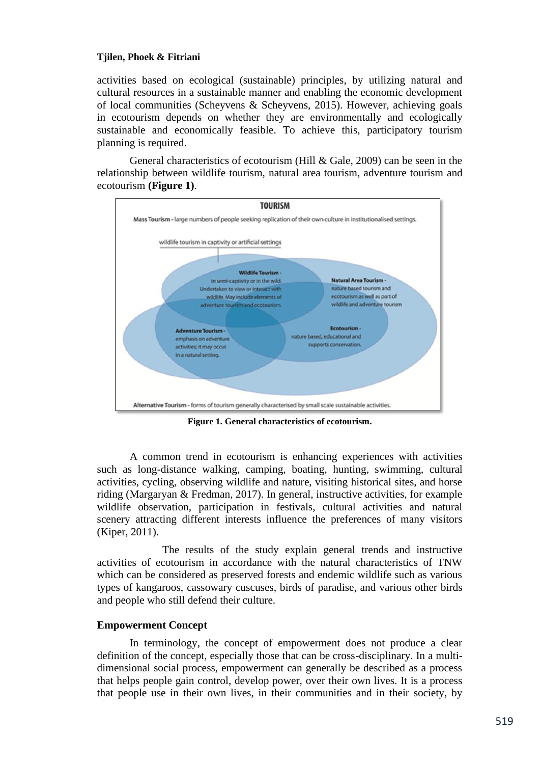activities based on ecological (sustainable) principles, by utilizing natural and cultural resources in a sustainable manner and enabling the economic development of local communities (Scheyvens & Scheyvens, 2015). However, achieving goals in ecotourism depends on whether they are environmentally and ecologically sustainable and economically feasible. To achieve this, participatory tourism planning is required.

General characteristics of ecotourism (Hill & Gale, 2009) can be seen in the relationship between wildlife tourism, natural area tourism, adventure tourism and ecotourism **(Figure 1)**.

**TOURISM**

**Mass Tourism** - large numbers of people seeking replication of their own culture in institutionalised settings.

wildlife tourism in captivity or artificial settings

**Wildlife Tourism** - in semi-captivity or in the wild. Undertaken to view or interact with wildlife. May include elements of adventure tourism and ecotourism.

**Natural Area Tourism** - nature based tourism and ecotourism as well as part of wildlife and adventure tourism

**Adventure Tourism** - emphasis on adventure activities; it may occur in a natural setting.

**Ecotourism** - nature based, educational and supports conservation.

**Alternative Tourism** - forms of tourism generally characterised by small scale sustainable activities.

**Figure 1. General characteristics of ecotourism.**

A common trend in ecotourism is enhancing experiences with activities such as long-distance walking, camping, boating, hunting, swimming, cultural activities, cycling, observing wildlife and nature, visiting historical sites, and horse riding (Margaryan & Fredman, 2017). In general, instructive activities, for example wildlife observation, participation in festivals, cultural activities and natural scenery attracting different interests influence the preferences of many visitors (Kiper, 2011).

The results of the study explain general trends and instructive activities of ecotourism in accordance with the natural characteristics of TNW which can be considered as preserved forests and endemic wildlife such as various types of kangaroos, cassowary cuscuses, birds of paradise, and various other birds and people who still defend their culture.

### Empowerment Concept

In terminology, the concept of empowerment does not produce a clear definition of the concept, especially those that can be cross-disciplinary. In a multi-dimensional social process, empowerment can generally be described as a process that helps people gain control, develop power, over their own lives. It is a process that people use in their own lives, in their communities and in their society, by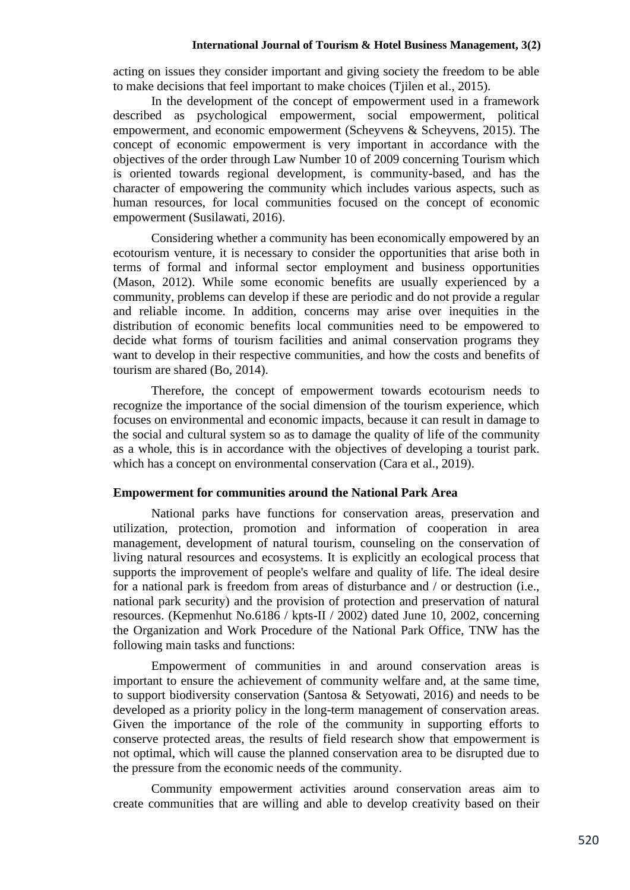acting on issues they consider important and giving society the freedom to be able to make decisions that feel important to make choices (Tjilen et al., 2015).

In the development of the concept of empowerment used in a framework described as psychological empowerment, social empowerment, political empowerment, and economic empowerment (Scheyvens & Scheyvens, 2015). The concept of economic empowerment is very important in accordance with the objectives of the order through Law Number 10 of 2009 concerning Tourism which is oriented towards regional development, is community-based, and has the character of empowering the community which includes various aspects, such as human resources, for local communities focused on the concept of economic empowerment (Susilawati, 2016).

Considering whether a community has been economically empowered by an ecotourism venture, it is necessary to consider the opportunities that arise both in terms of formal and informal sector employment and business opportunities (Mason, 2012). While some economic benefits are usually experienced by a community, problems can develop if these are periodic and do not provide a regular and reliable income. In addition, concerns may arise over inequities in the distribution of economic benefits local communities need to be empowered to decide what forms of tourism facilities and animal conservation programs they want to develop in their respective communities, and how the costs and benefits of tourism are shared (Bo, 2014).

Therefore, the concept of empowerment towards ecotourism needs to recognize the importance of the social dimension of the tourism experience, which focuses on environmental and economic impacts, because it can result in damage to the social and cultural system so as to damage the quality of life of the community as a whole, this is in accordance with the objectives of developing a tourist park. which has a concept on environmental conservation (Cara et al., 2019).

**Empowerment for communities around the National Park Area**

National parks have functions for conservation areas, preservation and utilization, protection, promotion and information of cooperation in area management, development of natural tourism, counseling on the conservation of living natural resources and ecosystems. It is explicitly an ecological process that supports the improvement of people's welfare and quality of life. The ideal desire for a national park is freedom from areas of disturbance and / or destruction (i.e., national park security) and the provision of protection and preservation of natural resources. (Kepmenhut No.6186 / kpts-II / 2002) dated June 10, 2002, concerning the Organization and Work Procedure of the National Park Office, TNW has the following main tasks and functions:

Empowerment of communities in and around conservation areas is important to ensure the achievement of community welfare and, at the same time, to support biodiversity conservation (Santosa & Setyowati, 2016) and needs to be developed as a priority policy in the long-term management of conservation areas. Given the importance of the role of the community in supporting efforts to conserve protected areas, the results of field research show that empowerment is not optimal, which will cause the planned conservation area to be disrupted due to the pressure from the economic needs of the community.

Community empowerment activities around conservation areas aim to create communities that are willing and able to develop creativity based on their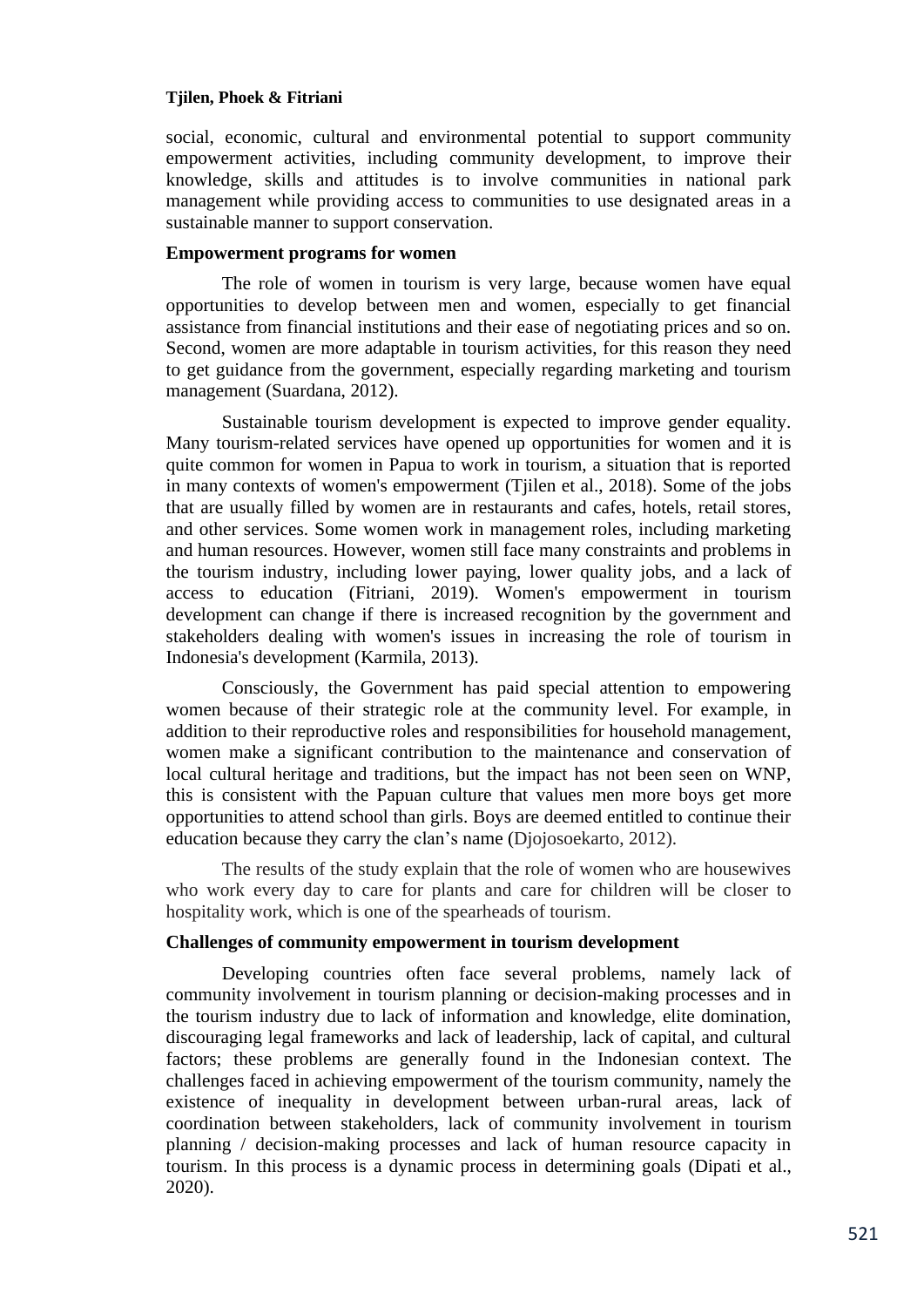social, economic, cultural and environmental potential to support community empowerment activities, including community development, to improve their knowledge, skills and attitudes is to involve communities in national park management while providing access to communities to use designated areas in a sustainable manner to support conservation.

### Empowerment programs for women

The role of women in tourism is very large, because women have equal opportunities to develop between men and women, especially to get financial assistance from financial institutions and their ease of negotiating prices and so on. Second, women are more adaptable in tourism activities, for this reason they need to get guidance from the government, especially regarding marketing and tourism management (Suardana, 2012).

Sustainable tourism development is expected to improve gender equality. Many tourism-related services have opened up opportunities for women and it is quite common for women in Papua to work in tourism, a situation that is reported in many contexts of women's empowerment (Tjilen et al., 2018). Some of the jobs that are usually filled by women are in restaurants and cafes, hotels, retail stores, and other services. Some women work in management roles, including marketing and human resources. However, women still face many constraints and problems in the tourism industry, including lower paying, lower quality jobs, and a lack of access to education (Fitriani, 2019). Women's empowerment in tourism development can change if there is increased recognition by the government and stakeholders dealing with women's issues in increasing the role of tourism in Indonesia's development (Karmila, 2013).

Consciously, the Government has paid special attention to empowering women because of their strategic role at the community level. For example, in addition to their reproductive roles and responsibilities for household management, women make a significant contribution to the maintenance and conservation of local cultural heritage and traditions, but the impact has not been seen on WNP, this is consistent with the Papuan culture that values men more boys get more opportunities to attend school than girls. Boys are deemed entitled to continue their education because they carry the clan's name (Djojosoekarto, 2012).

The results of the study explain that the role of women who are housewives who work every day to care for plants and care for children will be closer to hospitality work, which is one of the spearheads of tourism.

### Challenges of community empowerment in tourism development

Developing countries often face several problems, namely lack of community involvement in tourism planning or decision-making processes and in the tourism industry due to lack of information and knowledge, elite domination, discouraging legal frameworks and lack of leadership, lack of capital, and cultural factors; these problems are generally found in the Indonesian context. The challenges faced in achieving empowerment of the tourism community, namely the existence of inequality in development between urban-rural areas, lack of coordination between stakeholders, lack of community involvement in tourism planning / decision-making processes and lack of human resource capacity in tourism. In this process is a dynamic process in determining goals (Dipati et al., 2020).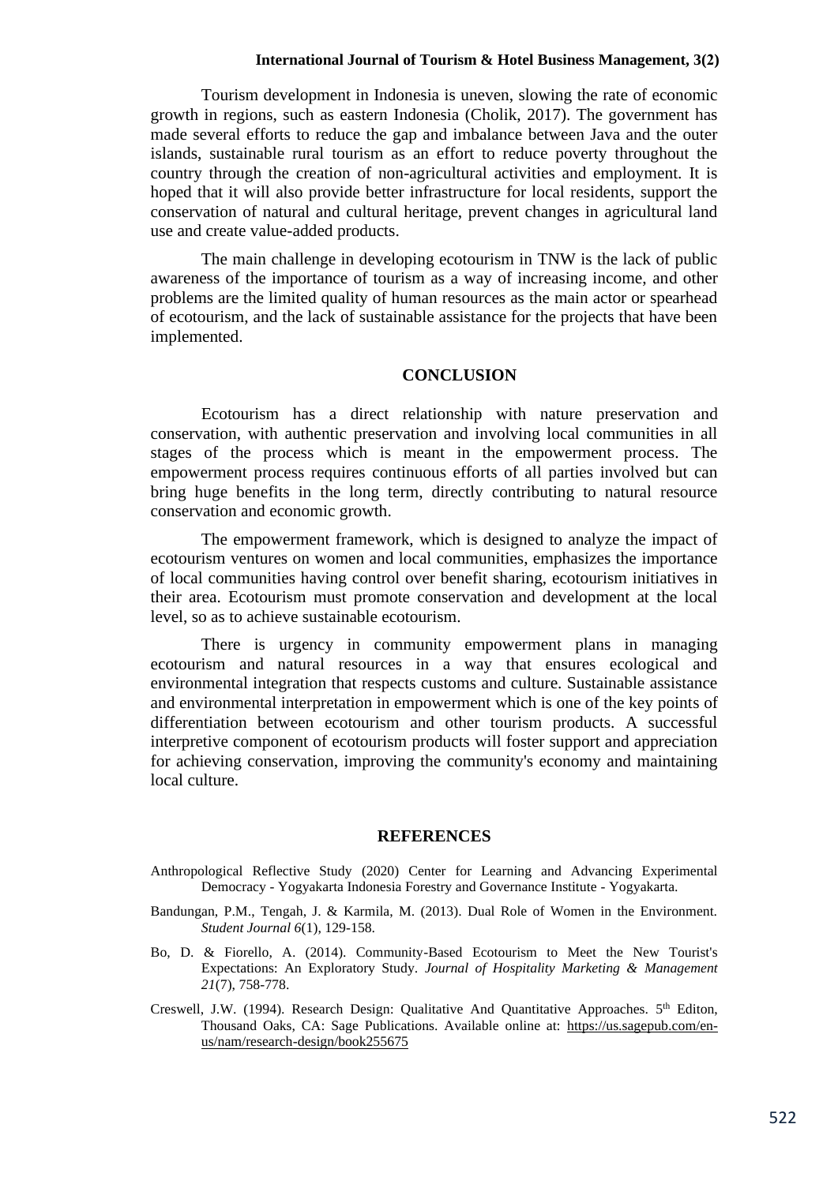Tourism development in Indonesia is uneven, slowing the rate of economic growth in regions, such as eastern Indonesia (Cholik, 2017). The government has made several efforts to reduce the gap and imbalance between Java and the outer islands, sustainable rural tourism as an effort to reduce poverty throughout the country through the creation of non-agricultural activities and employment. It is hoped that it will also provide better infrastructure for local residents, support the conservation of natural and cultural heritage, prevent changes in agricultural land use and create value-added products.

The main challenge in developing ecotourism in TNW is the lack of public awareness of the importance of tourism as a way of increasing income, and other problems are the limited quality of human resources as the main actor or spearhead of ecotourism, and the lack of sustainable assistance for the projects that have been implemented.

## CONCLUSION

Ecotourism has a direct relationship with nature preservation and conservation, with authentic preservation and involving local communities in all stages of the process which is meant in the empowerment process. The empowerment process requires continuous efforts of all parties involved but can bring huge benefits in the long term, directly contributing to natural resource conservation and economic growth.

The empowerment framework, which is designed to analyze the impact of ecotourism ventures on women and local communities, emphasizes the importance of local communities having control over benefit sharing, ecotourism initiatives in their area. Ecotourism must promote conservation and development at the local level, so as to achieve sustainable ecotourism.

There is urgency in community empowerment plans in managing ecotourism and natural resources in a way that ensures ecological and environmental integration that respects customs and culture. Sustainable assistance and environmental interpretation in empowerment which is one of the key points of differentiation between ecotourism and other tourism products. A successful interpretive component of ecotourism products will foster support and appreciation for achieving conservation, improving the community's economy and maintaining local culture.

## REFERENCES

Anthropological Reflective Study (2020) Center for Learning and Advancing Experimental Democracy - Yogyakarta Indonesia Forestry and Governance Institute - Yogyakarta.

Bandungan, P.M., Tengah, J. & Karmila, M. (2013). Dual Role of Women in the Environment. *Student Journal 6*(1), 129-158.

Bo, D. & Fiorello, A. (2014). Community-Based Ecotourism to Meet the New Tourist's Expectations: An Exploratory Study. *Journal of Hospitality Marketing & Management 21*(7), 758-778.

Creswell, J.W. (1994). Research Design: Qualitative And Quantitative Approaches. 5th Editon, Thousand Oaks, CA: Sage Publications. Available online at: https://us.sagepub.com/en-us/nam/research-design/book255675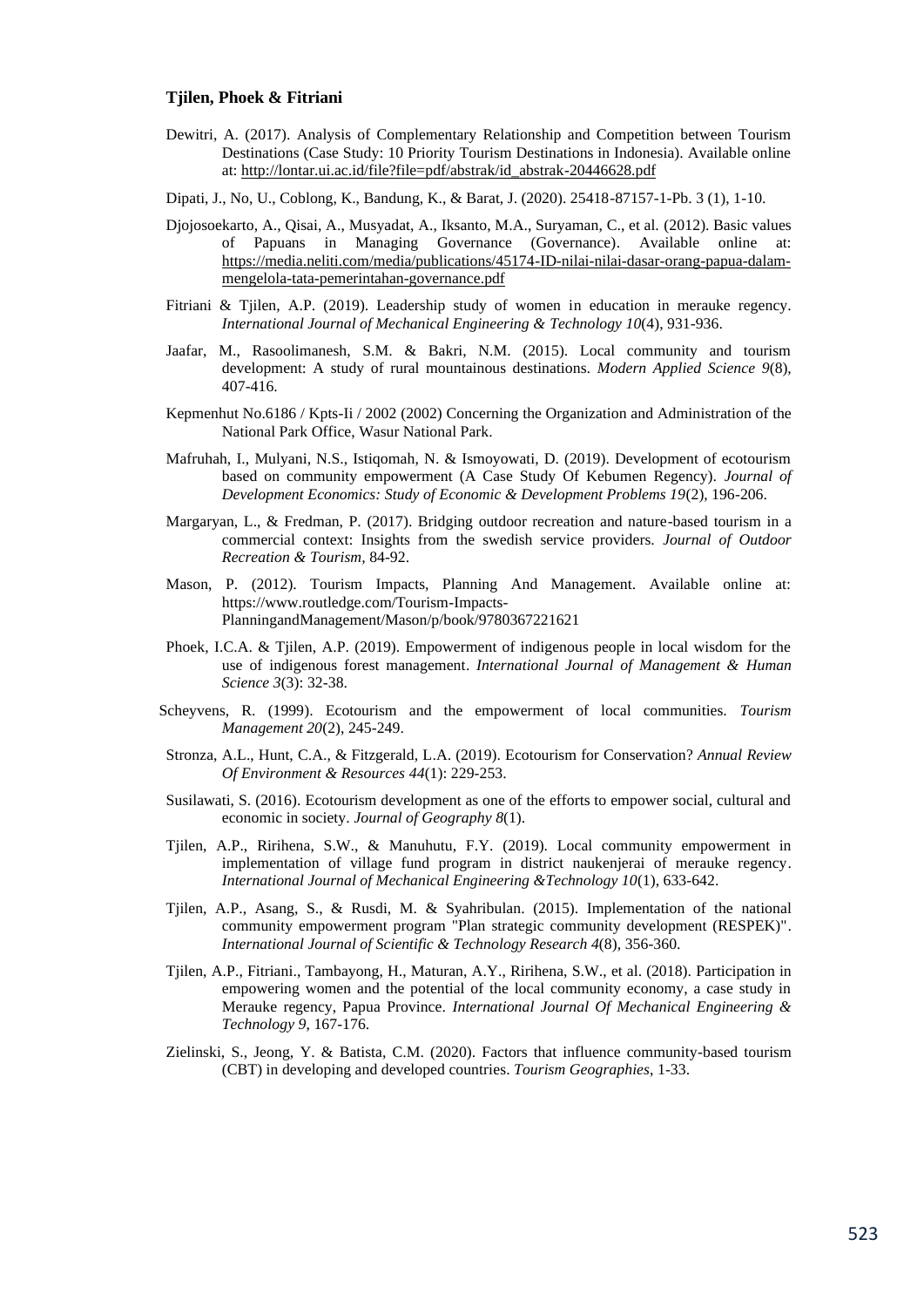Dewitri, A. (2017). Analysis of Complementary Relationship and Competition between Tourism Destinations (Case Study: 10 Priority Tourism Destinations in Indonesia). Available online at: http://lontar.ui.ac.id/file?file=pdf/abstrak/id_abstrak-20446628.pdf

Dipati, J., No, U., Coblong, K., Bandung, K., & Barat, J. (2020). 25418-87157-1-Pb. 3 (1), 1-10.

Djojosoekarto, A., Qisai, A., Musyadat, A., Iksanto, M.A., Suryaman, C., et al. (2012). Basic values of Papuans in Managing Governance (Governance). Available online at: https://media.neliti.com/media/publications/45174-ID-nilai-nilai-dasar-orang-papua-dalam-mengelola-tata-pemerintahan-governance.pdf

Fitriani & Tjilen, A.P. (2019). Leadership study of women in education in merauke regency. *International Journal of Mechanical Engineering & Technology 10*(4), 931-936.

Jaafar, M., Rasoolimanesh, S.M. & Bakri, N.M. (2015). Local community and tourism development: A study of rural mountainous destinations. *Modern Applied Science 9*(8), 407-416.

Kepmenhut No.6186 / Kpts-Ii / 2002 (2002) Concerning the Organization and Administration of the National Park Office, Wasur National Park.

Mafruhah, I., Mulyani, N.S., Istiqomah, N. & Ismoyowati, D. (2019). Development of ecotourism based on community empowerment (A Case Study Of Kebumen Regency). *Journal of Development Economics: Study of Economic & Development Problems 19*(2), 196-206.

Margaryan, L., & Fredman, P. (2017). Bridging outdoor recreation and nature-based tourism in a commercial context: Insights from the swedish service providers. *Journal of Outdoor Recreation & Tourism*, 84-92.

Mason, P. (2012). Tourism Impacts, Planning And Management. Available online at: https://www.routledge.com/Tourism-Impacts-PlanningandManagement/Mason/p/book/9780367221621

Phoek, I.C.A. & Tjilen, A.P. (2019). Empowerment of indigenous people in local wisdom for the use of indigenous forest management. *International Journal of Management & Human Science 3*(3): 32-38.

Scheyvens, R. (1999). Ecotourism and the empowerment of local communities. *Tourism Management 20*(2), 245-249.

Stronza, A.L., Hunt, C.A., & Fitzgerald, L.A. (2019). Ecotourism for Conservation? *Annual Review Of Environment & Resources 44*(1): 229-253.

Susilawati, S. (2016). Ecotourism development as one of the efforts to empower social, cultural and economic in society. *Journal of Geography 8*(1).

Tjilen, A.P., Ririhena, S.W., & Manuhutu, F.Y. (2019). Local community empowerment in implementation of village fund program in district naukenjerai of merauke regency. *International Journal of Mechanical Engineering &Technology 10*(1), 633-642.

Tjilen, A.P., Asang, S., & Rusdi, M. & Syahribulan. (2015). Implementation of the national community empowerment program "Plan strategic community development (RESPEK)". *International Journal of Scientific & Technology Research 4*(8), 356-360.

Tjilen, A.P., Fitriani., Tambayong, H., Maturan, A.Y., Ririhena, S.W., et al. (2018). Participation in empowering women and the potential of the local community economy, a case study in Merauke regency, Papua Province. *International Journal Of Mechanical Engineering & Technology 9*, 167-176.

Zielinski, S., Jeong, Y. & Batista, C.M. (2020). Factors that influence community-based tourism (CBT) in developing and developed countries. *Tourism Geographies*, 1-33.